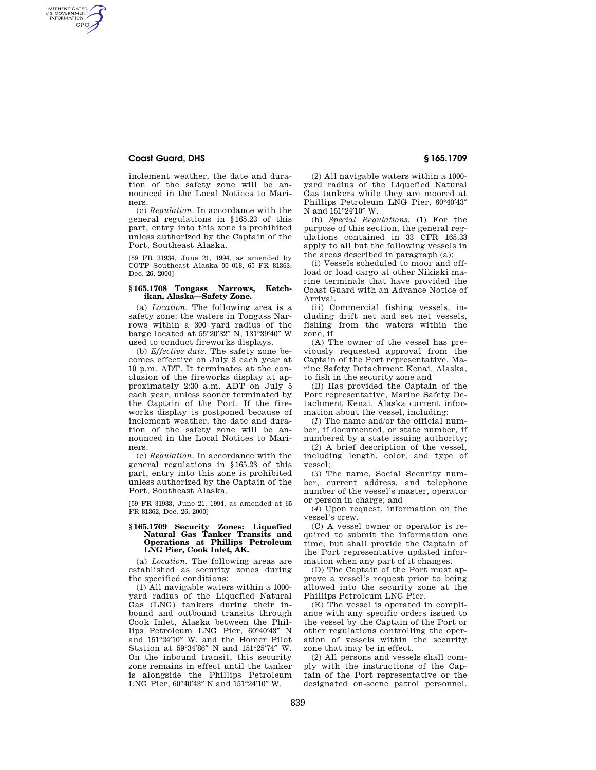inclement weather, the date and duration of the safety zone will be announced in the Local Notices to Mariners.

(c) *Regulation.* In accordance with the general regulations in §165.23 of this part, entry into this zone is prohibited unless authorized by the Captain of the Port, Southeast Alaska.

[59 FR 31934, June 21, 1994, as amended by COTP Southeast Alaska 00–018, 65 FR 81363, Dec. 26, 2000]

### §165.1708 Tongass Narrows, Ketchikan, Alaska—Safety Zone.

(a) *Location.* The following area is a safety zone: the waters in Tongass Narrows within a 300 yard radius of the barge located at 55°20′32″ N, 131°39′40″ W used to conduct fireworks displays.

(b) *Effective date.* The safety zone becomes effective on July 3 each year at 10 p.m. ADT. It terminates at the conclusion of the fireworks display at approximately 2:30 a.m. ADT on July 5 each year, unless sooner terminated by the Captain of the Port. If the fireworks display is postponed because of inclement weather, the date and duration of the safety zone will be announced in the Local Notices to Mariners.

(c) *Regulation.* In accordance with the general regulations in §165.23 of this part, entry into this zone is prohibited unless authorized by the Captain of the Port, Southeast Alaska.

[59 FR 31933, June 21, 1994, as amended at 65 FR 81362, Dec. 26, 2000]

### §165.1709 Security Zones: Liquefied Natural Gas Tanker Transits and Operations at Phillips Petroleum LNG Pier, Cook Inlet, AK.

(a) *Location.* The following areas are established as security zones during the specified conditions:

(1) All navigable waters within a 1000-yard radius of the Liquefied Natural Gas (LNG) tankers during their inbound and outbound transits through Cook Inlet, Alaska between the Phillips Petroleum LNG Pier, 60°40′43″ N and 151°24′10″ W, and the Homer Pilot Station at 59°34′86″ N and 151°25′74″ W. On the inbound transit, this security zone remains in effect until the tanker is alongside the Phillips Petroleum LNG Pier, 60°40′43″ N and 151°24′10″ W.

(2) All navigable waters within a 1000-yard radius of the Liquefied Natural Gas tankers while they are moored at Phillips Petroleum LNG Pier, 60°40′43″ N and 151°24′10″ W.

(b) *Special Regulations.* (1) For the purpose of this section, the general regulations contained in 33 CFR 165.33 apply to all but the following vessels in the areas described in paragraph (a):

(i) Vessels scheduled to moor and offload or load cargo at other Nikiski marine terminals that have provided the Coast Guard with an Advance Notice of Arrival.

(ii) Commercial fishing vessels, including drift net and set net vessels, fishing from the waters within the zone, if

(A) The owner of the vessel has previously requested approval from the Captain of the Port representative, Marine Safety Detachment Kenai, Alaska, to fish in the security zone and

(B) Has provided the Captain of the Port representative, Marine Safety Detachment Kenai, Alaska current information about the vessel, including:

(*1*) The name and/or the official number, if documented, or state number, if numbered by a state issuing authority;

(*2*) A brief description of the vessel, including length, color, and type of vessel;

(*3*) The name, Social Security number, current address, and telephone number of the vessel's master, operator or person in charge; and

(*4*) Upon request, information on the vessel's crew.

(C) A vessel owner or operator is required to submit the information one time, but shall provide the Captain of the Port representative updated information when any part of it changes.

(D) The Captain of the Port must approve a vessel's request prior to being allowed into the security zone at the Phillips Petroleum LNG Pier.

(E) The vessel is operated in compliance with any specific orders issued to the vessel by the Captain of the Port or other regulations controlling the operation of vessels within the security zone that may be in effect.

(2) All persons and vessels shall comply with the instructions of the Captain of the Port representative or the designated on-scene patrol personnel.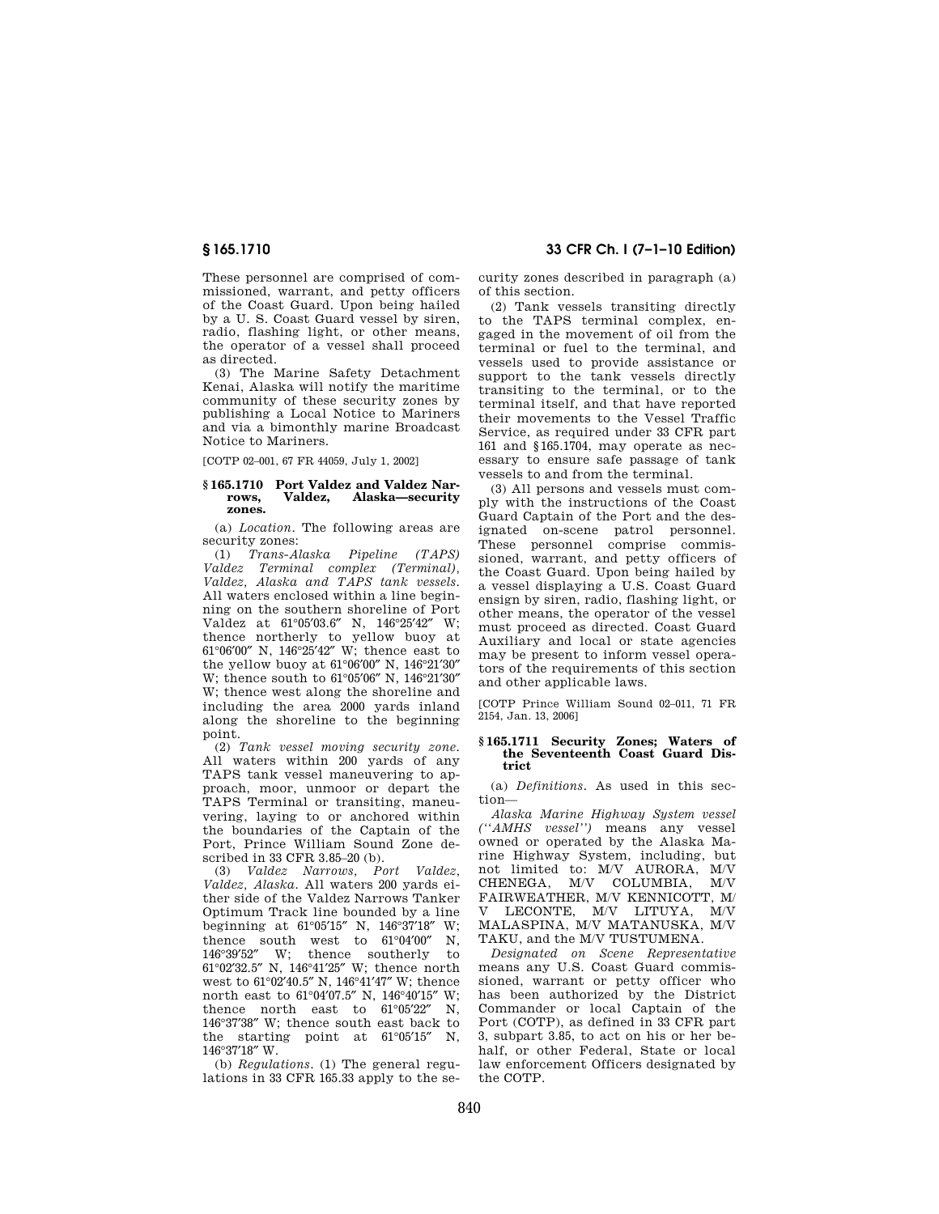These personnel are comprised of commissioned, warrant, and petty officers of the Coast Guard. Upon being hailed by a U. S. Coast Guard vessel by siren, radio, flashing light, or other means, the operator of a vessel shall proceed as directed.

(3) The Marine Safety Detachment Kenai, Alaska will notify the maritime community of these security zones by publishing a Local Notice to Mariners and via a bimonthly marine Broadcast Notice to Mariners.

[COTP 02–001, 67 FR 44059, July 1, 2002]

## § 165.1710 Port Valdez and Valdez Narrows, Valdez, Alaska—security zones.

(a) *Location.* The following areas are security zones:

(1) *Trans-Alaska Pipeline (TAPS) Valdez Terminal complex (Terminal), Valdez, Alaska and TAPS tank vessels.* All waters enclosed within a line beginning on the southern shoreline of Port Valdez at 61°05′03.6″ N, 146°25′42″ W; thence northerly to yellow buoy at 61°06′00″ N, 146°25′42″ W; thence east to the yellow buoy at 61°06′00″ N, 146°21′30″ W; thence south to 61°05′06″ N, 146°21′30″ W; thence west along the shoreline and including the area 2000 yards inland along the shoreline to the beginning point.

(2) *Tank vessel moving security zone.* All waters within 200 yards of any TAPS tank vessel maneuvering to approach, moor, unmoor or depart the TAPS Terminal or transiting, maneuvering, laying to or anchored within the boundaries of the Captain of the Port, Prince William Sound Zone described in 33 CFR 3.85–20 (b).

(3) *Valdez Narrows, Port Valdez, Valdez, Alaska.* All waters 200 yards either side of the Valdez Narrows Tanker Optimum Track line bounded by a line beginning at 61°05′15″ N, 146°37′18″ W; thence south west to 61°04′00″ N, 146°39′52″ W; thence southerly to 61°02′32.5″ N, 146°41′25″ W; thence north west to 61°02′40.5″ N, 146°41′47″ W; thence north east to 61°04′07.5″ N, 146°40′15″ W; thence north east to 61°05′22″ N, 146°37′38″ W; thence south east back to the starting point at 61°05′15″ N, 146°37′18″ W.

(b) *Regulations.* (1) The general regulations in 33 CFR 165.33 apply to the security zones described in paragraph (a) of this section.

(2) Tank vessels transiting directly to the TAPS terminal complex, engaged in the movement of oil from the terminal or fuel to the terminal, and vessels used to provide assistance or support to the tank vessels directly transiting to the terminal, or to the terminal itself, and that have reported their movements to the Vessel Traffic Service, as required under 33 CFR part 161 and § 165.1704, may operate as necessary to ensure safe passage of tank vessels to and from the terminal.

(3) All persons and vessels must comply with the instructions of the Coast Guard Captain of the Port and the designated on-scene patrol personnel. These personnel comprise commissioned, warrant, and petty officers of the Coast Guard. Upon being hailed by a vessel displaying a U.S. Coast Guard ensign by siren, radio, flashing light, or other means, the operator of the vessel must proceed as directed. Coast Guard Auxiliary and local or state agencies may be present to inform vessel operators of the requirements of this section and other applicable laws.

[COTP Prince William Sound 02–011, 71 FR 2154, Jan. 13, 2006]

## § 165.1711 Security Zones; Waters of the Seventeenth Coast Guard District

(a) *Definitions.* As used in this section—

*Alaska Marine Highway System vessel ("AMHS vessel")* means any vessel owned or operated by the Alaska Marine Highway System, including, but not limited to: M/V AURORA, M/V CHENEGA, M/V COLUMBIA, M/V FAIRWEATHER, M/V KENNICOTT, M/V LECONTE, M/V LITUYA, M/V MALASPINA, M/V MATANUSKA, M/V TAKU, and the M/V TUSTUMENA.

*Designated on Scene Representative* means any U.S. Coast Guard commissioned, warrant or petty officer who has been authorized by the District Commander or local Captain of the Port (COTP), as defined in 33 CFR part 3, subpart 3.85, to act on his or her behalf, or other Federal, State or local law enforcement Officers designated by the COTP.